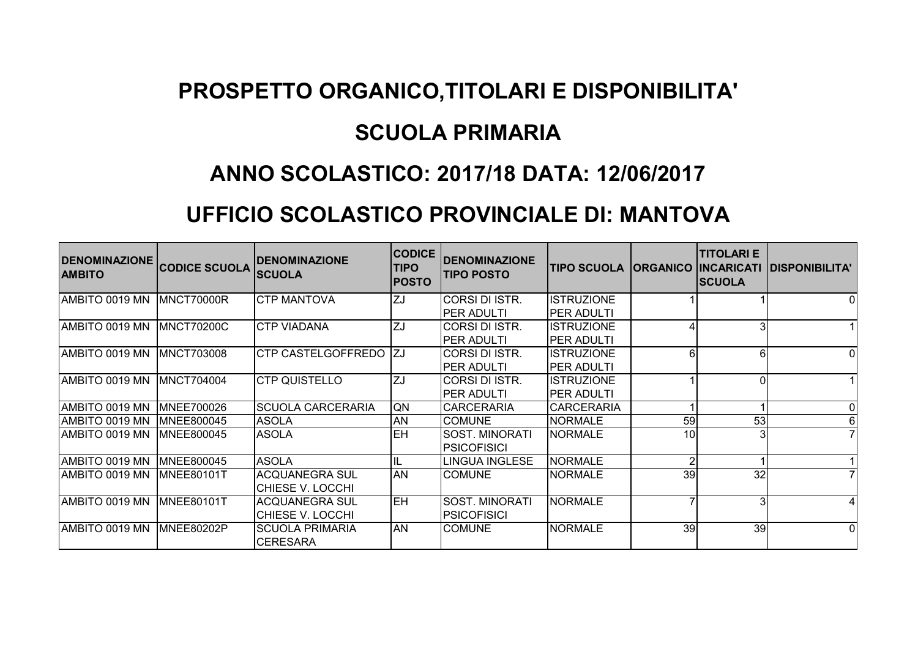# PROSPETTO ORGANICO,TITOLARI E DISPONIBILITA'

# SCUOLA PRIMARIA

# ANNO SCOLASTICO: 2017/18 DATA: 12/06/2017

# UFFICIO SCOLASTICO PROVINCIALE DI: MANTOVA

| DENOMINAZIONE AMBITO | CODICE SCUOLA | DENOMINAZIONE SCUOLA | CODICE TIPO POSTO | DENOMINAZIONE TIPO POSTO | TIPO SCUOLA | ORGANICO | TITOLARI E INCARICATI SCUOLA | DISPONIBILITA' |
|---|---|---|---|---|---|---|---|---|
| AMBITO 0019 MN | MNCT70000R | CTP MANTOVA | ZJ | CORSI DI ISTR. PER ADULTI | ISTRUZIONE PER ADULTI | 1 | 1 | 0 |
| AMBITO 0019 MN | MNCT70200C | CTP VIADANA | ZJ | CORSI DI ISTR. PER ADULTI | ISTRUZIONE PER ADULTI | 4 | 3 | 1 |
| AMBITO 0019 MN | MNCT703008 | CTP CASTELGOFFREDO | ZJ | CORSI DI ISTR. PER ADULTI | ISTRUZIONE PER ADULTI | 6 | 6 | 0 |
| AMBITO 0019 MN | MNCT704004 | CTP QUISTELLO | ZJ | CORSI DI ISTR. PER ADULTI | ISTRUZIONE PER ADULTI | 1 | 0 | 1 |
| AMBITO 0019 MN | MNEE700026 | SCUOLA CARCERARIA | QN | CARCERARIA | CARCERARIA | 1 | 1 | 0 |
| AMBITO 0019 MN | MNEE800045 | ASOLA | AN | COMUNE | NORMALE | 59 | 53 | 6 |
| AMBITO 0019 MN | MNEE800045 | ASOLA | EH | SOST. MINORATI PSICOFISICI | NORMALE | 10 | 3 | 7 |
| AMBITO 0019 MN | MNEE800045 | ASOLA | IL | LINGUA INGLESE | NORMALE | 2 | 1 | 1 |
| AMBITO 0019 MN | MNEE80101T | ACQUANEGRA SUL CHIESE V. LOCCHI | AN | COMUNE | NORMALE | 39 | 32 | 7 |
| AMBITO 0019 MN | MNEE80101T | ACQUANEGRA SUL CHIESE V. LOCCHI | EH | SOST. MINORATI PSICOFISICI | NORMALE | 7 | 3 | 4 |
| AMBITO 0019 MN | MNEE80202P | SCUOLA PRIMARIA CERESARA | AN | COMUNE | NORMALE | 39 | 39 | 0 |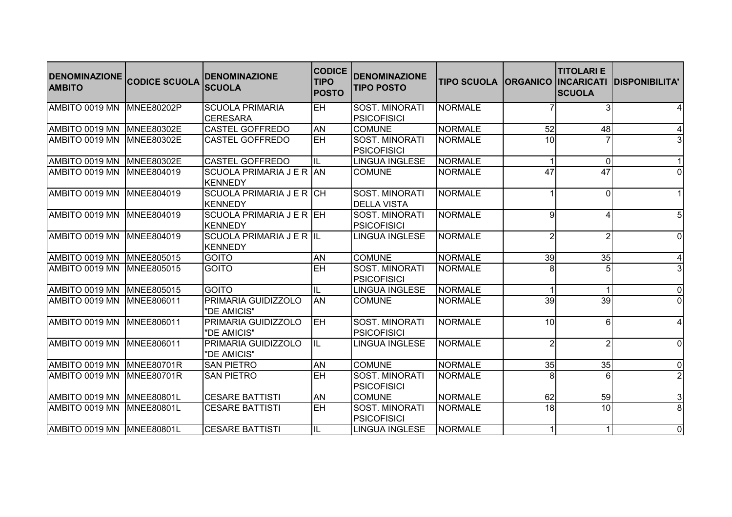| DENOMINAZIONE AMBITO | CODICE SCUOLA | DENOMINAZIONE SCUOLA | CODICE TIPO POSTO | DENOMINAZIONE TIPO POSTO | TIPO SCUOLA | ORGANICO | TITOLARI E INCARICATI SCUOLA | DISPONIBILITA' |
|---|---|---|---|---|---|---|---|---|
| AMBITO 0019 MN | MNEE80202P | SCUOLA PRIMARIA CERESARA | EH | SOST. MINORATI PSICOFISICI | NORMALE | 7 | 3 | 4 |
| AMBITO 0019 MN | MNEE80302E | CASTEL GOFFREDO | AN | COMUNE | NORMALE | 52 | 48 | 4 |
| AMBITO 0019 MN | MNEE80302E | CASTEL GOFFREDO | EH | SOST. MINORATI PSICOFISICI | NORMALE | 10 | 7 | 3 |
| AMBITO 0019 MN | MNEE80302E | CASTEL GOFFREDO | IL | LINGUA INGLESE | NORMALE | 1 | 0 | 1 |
| AMBITO 0019 MN | MNEE804019 | SCUOLA PRIMARIA J E R KENNEDY | AN | COMUNE | NORMALE | 47 | 47 | 0 |
| AMBITO 0019 MN | MNEE804019 | SCUOLA PRIMARIA J E R KENNEDY | CH | SOST. MINORATI DELLA VISTA | NORMALE | 1 | 0 | 1 |
| AMBITO 0019 MN | MNEE804019 | SCUOLA PRIMARIA J E R KENNEDY | EH | SOST. MINORATI PSICOFISICI | NORMALE | 9 | 4 | 5 |
| AMBITO 0019 MN | MNEE804019 | SCUOLA PRIMARIA J E R KENNEDY | IL | LINGUA INGLESE | NORMALE | 2 | 2 | 0 |
| AMBITO 0019 MN | MNEE805015 | GOITO | AN | COMUNE | NORMALE | 39 | 35 | 4 |
| AMBITO 0019 MN | MNEE805015 | GOITO | EH | SOST. MINORATI PSICOFISICI | NORMALE | 8 | 5 | 3 |
| AMBITO 0019 MN | MNEE805015 | GOITO | IL | LINGUA INGLESE | NORMALE | 1 | 1 | 0 |
| AMBITO 0019 MN | MNEE806011 | PRIMARIA GUIDIZZOLO "DE AMICIS" | AN | COMUNE | NORMALE | 39 | 39 | 0 |
| AMBITO 0019 MN | MNEE806011 | PRIMARIA GUIDIZZOLO "DE AMICIS" | EH | SOST. MINORATI PSICOFISICI | NORMALE | 10 | 6 | 4 |
| AMBITO 0019 MN | MNEE806011 | PRIMARIA GUIDIZZOLO "DE AMICIS" | IL | LINGUA INGLESE | NORMALE | 2 | 2 | 0 |
| AMBITO 0019 MN | MNEE80701R | SAN PIETRO | AN | COMUNE | NORMALE | 35 | 35 | 0 |
| AMBITO 0019 MN | MNEE80701R | SAN PIETRO | EH | SOST. MINORATI PSICOFISICI | NORMALE | 8 | 6 | 2 |
| AMBITO 0019 MN | MNEE80801L | CESARE BATTISTI | AN | COMUNE | NORMALE | 62 | 59 | 3 |
| AMBITO 0019 MN | MNEE80801L | CESARE BATTISTI | EH | SOST. MINORATI PSICOFISICI | NORMALE | 18 | 10 | 8 |
| AMBITO 0019 MN | MNEE80801L | CESARE BATTISTI | IL | LINGUA INGLESE | NORMALE | 1 | 1 | 0 |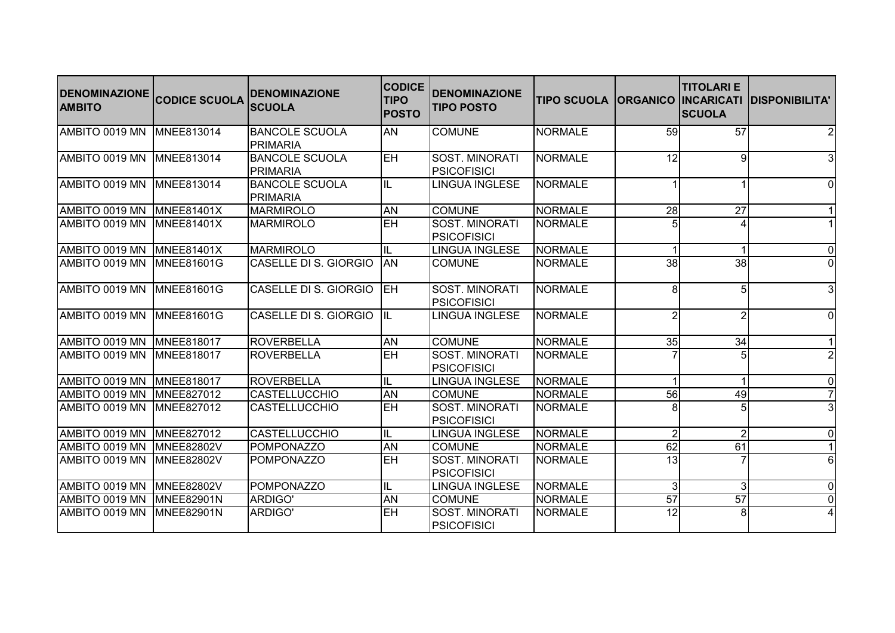| DENOMINAZIONE AMBITO | CODICE SCUOLA | DENOMINAZIONE SCUOLA | CODICE TIPO POSTO | DENOMINAZIONE TIPO POSTO | TIPO SCUOLA | ORGANICO | TITOLARI E INCARICATI SCUOLA | DISPONIBILITA' |
|---|---|---|---|---|---|---|---|---|
| AMBITO 0019 MN | MNEE813014 | BANCOLE SCUOLA PRIMARIA | AN | COMUNE | NORMALE | 59 | 57 | 2 |
| AMBITO 0019 MN | MNEE813014 | BANCOLE SCUOLA PRIMARIA | EH | SOST. MINORATI PSICOFISICI | NORMALE | 12 | 9 | 3 |
| AMBITO 0019 MN | MNEE813014 | BANCOLE SCUOLA PRIMARIA | IL | LINGUA INGLESE | NORMALE | 1 | 1 | 0 |
| AMBITO 0019 MN | MNEE81401X | MARMIROLO | AN | COMUNE | NORMALE | 28 | 27 | 1 |
| AMBITO 0019 MN | MNEE81401X | MARMIROLO | EH | SOST. MINORATI PSICOFISICI | NORMALE | 5 | 4 | 1 |
| AMBITO 0019 MN | MNEE81401X | MARMIROLO | IL | LINGUA INGLESE | NORMALE | 1 | 1 | 0 |
| AMBITO 0019 MN | MNEE81601G | CASELLE DI S. GIORGIO | AN | COMUNE | NORMALE | 38 | 38 | 0 |
| AMBITO 0019 MN | MNEE81601G | CASELLE DI S. GIORGIO | EH | SOST. MINORATI PSICOFISICI | NORMALE | 8 | 5 | 3 |
| AMBITO 0019 MN | MNEE81601G | CASELLE DI S. GIORGIO | IL | LINGUA INGLESE | NORMALE | 2 | 2 | 0 |
| AMBITO 0019 MN | MNEE818017 | ROVERBELLA | AN | COMUNE | NORMALE | 35 | 34 | 1 |
| AMBITO 0019 MN | MNEE818017 | ROVERBELLA | EH | SOST. MINORATI PSICOFISICI | NORMALE | 7 | 5 | 2 |
| AMBITO 0019 MN | MNEE818017 | ROVERBELLA | IL | LINGUA INGLESE | NORMALE | 1 | 1 | 0 |
| AMBITO 0019 MN | MNEE827012 | CASTELLUCCHIO | AN | COMUNE | NORMALE | 56 | 49 | 7 |
| AMBITO 0019 MN | MNEE827012 | CASTELLUCCHIO | EH | SOST. MINORATI PSICOFISICI | NORMALE | 8 | 5 | 3 |
| AMBITO 0019 MN | MNEE827012 | CASTELLUCCHIO | IL | LINGUA INGLESE | NORMALE | 2 | 2 | 0 |
| AMBITO 0019 MN | MNEE82802V | POMPONAZZO | AN | COMUNE | NORMALE | 62 | 61 | 1 |
| AMBITO 0019 MN | MNEE82802V | POMPONAZZO | EH | SOST. MINORATI PSICOFISICI | NORMALE | 13 | 7 | 6 |
| AMBITO 0019 MN | MNEE82802V | POMPONAZZO | IL | LINGUA INGLESE | NORMALE | 3 | 3 | 0 |
| AMBITO 0019 MN | MNEE82901N | ARDIGO' | AN | COMUNE | NORMALE | 57 | 57 | 0 |
| AMBITO 0019 MN | MNEE82901N | ARDIGO' | EH | SOST. MINORATI PSICOFISICI | NORMALE | 12 | 8 | 4 |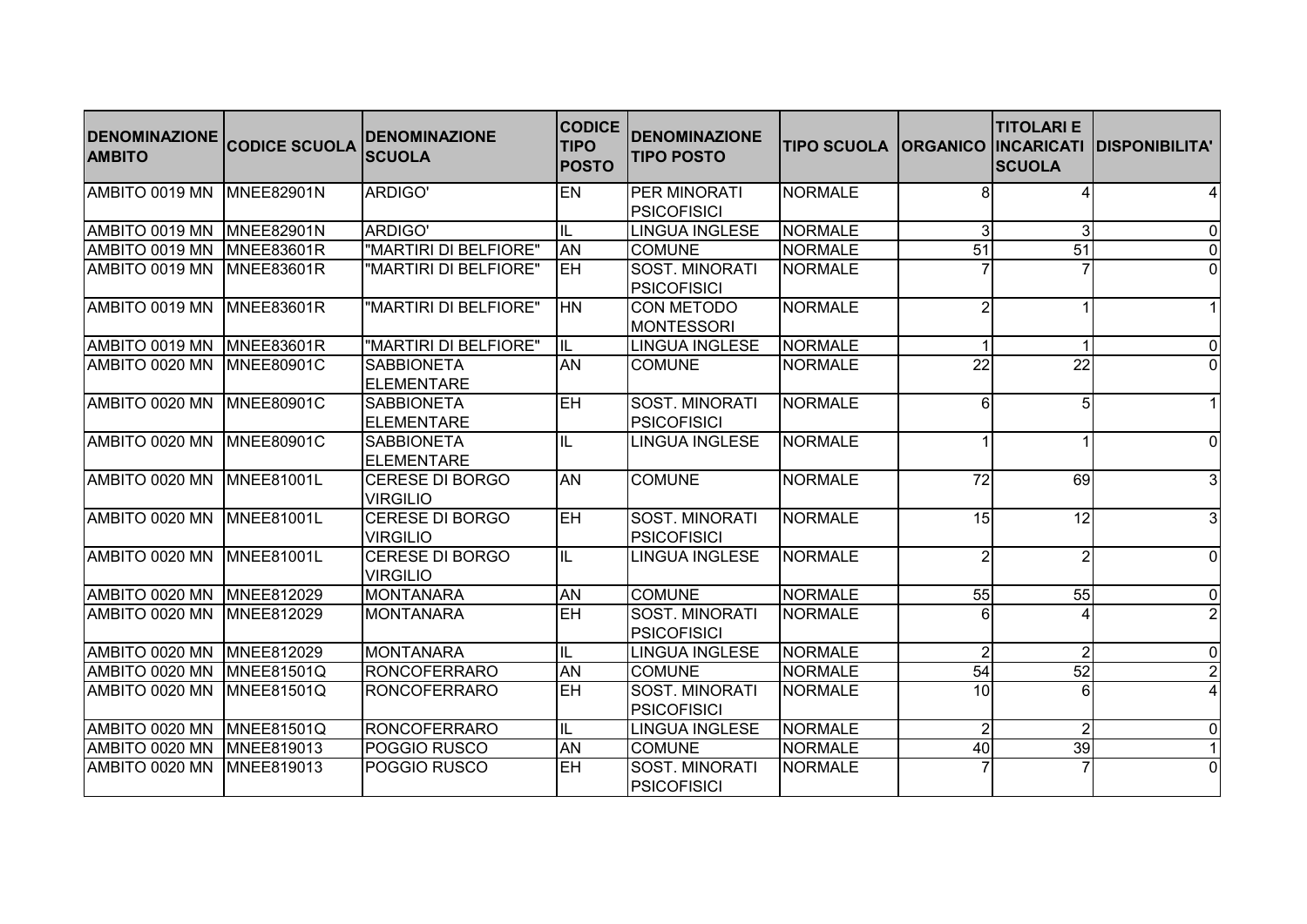| DENOMINAZIONE AMBITO | CODICE SCUOLA | DENOMINAZIONE SCUOLA | CODICE TIPO POSTO | DENOMINAZIONE TIPO POSTO | TIPO SCUOLA | ORGANICO | TITOLARI E INCARICATI SCUOLA | DISPONIBILITA' |
|---|---|---|---|---|---|---|---|---|
| AMBITO 0019 MN | MNEE82901N | ARDIGO' | EN | PER MINORATI PSICOFISICI | NORMALE | 8 | 4 | 4 |
| AMBITO 0019 MN | MNEE82901N | ARDIGO' | IL | LINGUA INGLESE | NORMALE | 3 | 3 | 0 |
| AMBITO 0019 MN | MNEE83601R | "MARTIRI DI BELFIORE" | AN | COMUNE | NORMALE | 51 | 51 | 0 |
| AMBITO 0019 MN | MNEE83601R | "MARTIRI DI BELFIORE" | EH | SOST. MINORATI PSICOFISICI | NORMALE | 7 | 7 | 0 |
| AMBITO 0019 MN | MNEE83601R | "MARTIRI DI BELFIORE" | HN | CON METODO MONTESSORI | NORMALE | 2 | 1 | 1 |
| AMBITO 0019 MN | MNEE83601R | "MARTIRI DI BELFIORE" | IL | LINGUA INGLESE | NORMALE | 1 | 1 | 0 |
| AMBITO 0020 MN | MNEE80901C | SABBIONETA ELEMENTARE | AN | COMUNE | NORMALE | 22 | 22 | 0 |
| AMBITO 0020 MN | MNEE80901C | SABBIONETA ELEMENTARE | EH | SOST. MINORATI PSICOFISICI | NORMALE | 6 | 5 | 1 |
| AMBITO 0020 MN | MNEE80901C | SABBIONETA ELEMENTARE | IL | LINGUA INGLESE | NORMALE | 1 | 1 | 0 |
| AMBITO 0020 MN | MNEE81001L | CERESE DI BORGO VIRGILIO | AN | COMUNE | NORMALE | 72 | 69 | 3 |
| AMBITO 0020 MN | MNEE81001L | CERESE DI BORGO VIRGILIO | EH | SOST. MINORATI PSICOFISICI | NORMALE | 15 | 12 | 3 |
| AMBITO 0020 MN | MNEE81001L | CERESE DI BORGO VIRGILIO | IL | LINGUA INGLESE | NORMALE | 2 | 2 | 0 |
| AMBITO 0020 MN | MNEE812029 | MONTANARA | AN | COMUNE | NORMALE | 55 | 55 | 0 |
| AMBITO 0020 MN | MNEE812029 | MONTANARA | EH | SOST. MINORATI PSICOFISICI | NORMALE | 6 | 4 | 2 |
| AMBITO 0020 MN | MNEE812029 | MONTANARA | IL | LINGUA INGLESE | NORMALE | 2 | 2 | 0 |
| AMBITO 0020 MN | MNEE81501Q | RONCOFERRARO | AN | COMUNE | NORMALE | 54 | 52 | 2 |
| AMBITO 0020 MN | MNEE81501Q | RONCOFERRARO | EH | SOST. MINORATI PSICOFISICI | NORMALE | 10 | 6 | 4 |
| AMBITO 0020 MN | MNEE81501Q | RONCOFERRARO | IL | LINGUA INGLESE | NORMALE | 2 | 2 | 0 |
| AMBITO 0020 MN | MNEE819013 | POGGIO RUSCO | AN | COMUNE | NORMALE | 40 | 39 | 1 |
| AMBITO 0020 MN | MNEE819013 | POGGIO RUSCO | EH | SOST. MINORATI PSICOFISICI | NORMALE | 7 | 7 | 0 |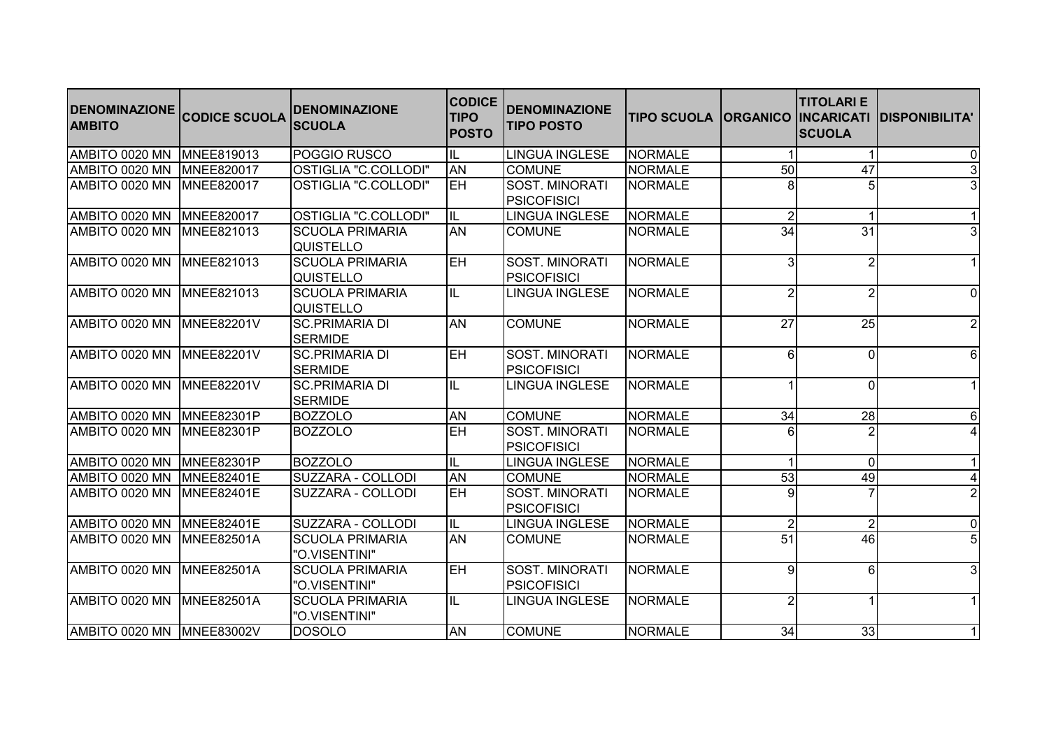| DENOMINAZIONE AMBITO | CODICE SCUOLA | DENOMINAZIONE SCUOLA | CODICE TIPO POSTO | DENOMINAZIONE TIPO POSTO | TIPO SCUOLA | ORGANICO | TITOLARI E INCARICATI SCUOLA | DISPONIBILITA' |
|---|---|---|---|---|---|---|---|---|
| AMBITO 0020 MN | MNEE819013 | POGGIO RUSCO | IL | LINGUA INGLESE | NORMALE | 1 | 1 | 0 |
| AMBITO 0020 MN | MNEE820017 | OSTIGLIA "C.COLLODI" | AN | COMUNE | NORMALE | 50 | 47 | 3 |
| AMBITO 0020 MN | MNEE820017 | OSTIGLIA "C.COLLODI" | EH | SOST. MINORATI PSICOFISICI | NORMALE | 8 | 5 | 3 |
| AMBITO 0020 MN | MNEE820017 | OSTIGLIA "C.COLLODI" | IL | LINGUA INGLESE | NORMALE | 2 | 1 | 1 |
| AMBITO 0020 MN | MNEE821013 | SCUOLA PRIMARIA QUISTELLO | AN | COMUNE | NORMALE | 34 | 31 | 3 |
| AMBITO 0020 MN | MNEE821013 | SCUOLA PRIMARIA QUISTELLO | EH | SOST. MINORATI PSICOFISICI | NORMALE | 3 | 2 | 1 |
| AMBITO 0020 MN | MNEE821013 | SCUOLA PRIMARIA QUISTELLO | IL | LINGUA INGLESE | NORMALE | 2 | 2 | 0 |
| AMBITO 0020 MN | MNEE82201V | SC.PRIMARIA DI SERMIDE | AN | COMUNE | NORMALE | 27 | 25 | 2 |
| AMBITO 0020 MN | MNEE82201V | SC.PRIMARIA DI SERMIDE | EH | SOST. MINORATI PSICOFISICI | NORMALE | 6 | 0 | 6 |
| AMBITO 0020 MN | MNEE82201V | SC.PRIMARIA DI SERMIDE | IL | LINGUA INGLESE | NORMALE | 1 | 0 | 1 |
| AMBITO 0020 MN | MNEE82301P | BOZZOLO | AN | COMUNE | NORMALE | 34 | 28 | 6 |
| AMBITO 0020 MN | MNEE82301P | BOZZOLO | EH | SOST. MINORATI PSICOFISICI | NORMALE | 6 | 2 | 4 |
| AMBITO 0020 MN | MNEE82301P | BOZZOLO | IL | LINGUA INGLESE | NORMALE | 1 | 0 | 1 |
| AMBITO 0020 MN | MNEE82401E | SUZZARA - COLLODI | AN | COMUNE | NORMALE | 53 | 49 | 4 |
| AMBITO 0020 MN | MNEE82401E | SUZZARA - COLLODI | EH | SOST. MINORATI PSICOFISICI | NORMALE | 9 | 7 | 2 |
| AMBITO 0020 MN | MNEE82401E | SUZZARA - COLLODI | IL | LINGUA INGLESE | NORMALE | 2 | 2 | 0 |
| AMBITO 0020 MN | MNEE82501A | SCUOLA PRIMARIA "O.VISENTINI" | AN | COMUNE | NORMALE | 51 | 46 | 5 |
| AMBITO 0020 MN | MNEE82501A | SCUOLA PRIMARIA "O.VISENTINI" | EH | SOST. MINORATI PSICOFISICI | NORMALE | 9 | 6 | 3 |
| AMBITO 0020 MN | MNEE82501A | SCUOLA PRIMARIA "O.VISENTINI" | IL | LINGUA INGLESE | NORMALE | 2 | 1 | 1 |
| AMBITO 0020 MN | MNEE83002V | DOSOLO | AN | COMUNE | NORMALE | 34 | 33 | 1 |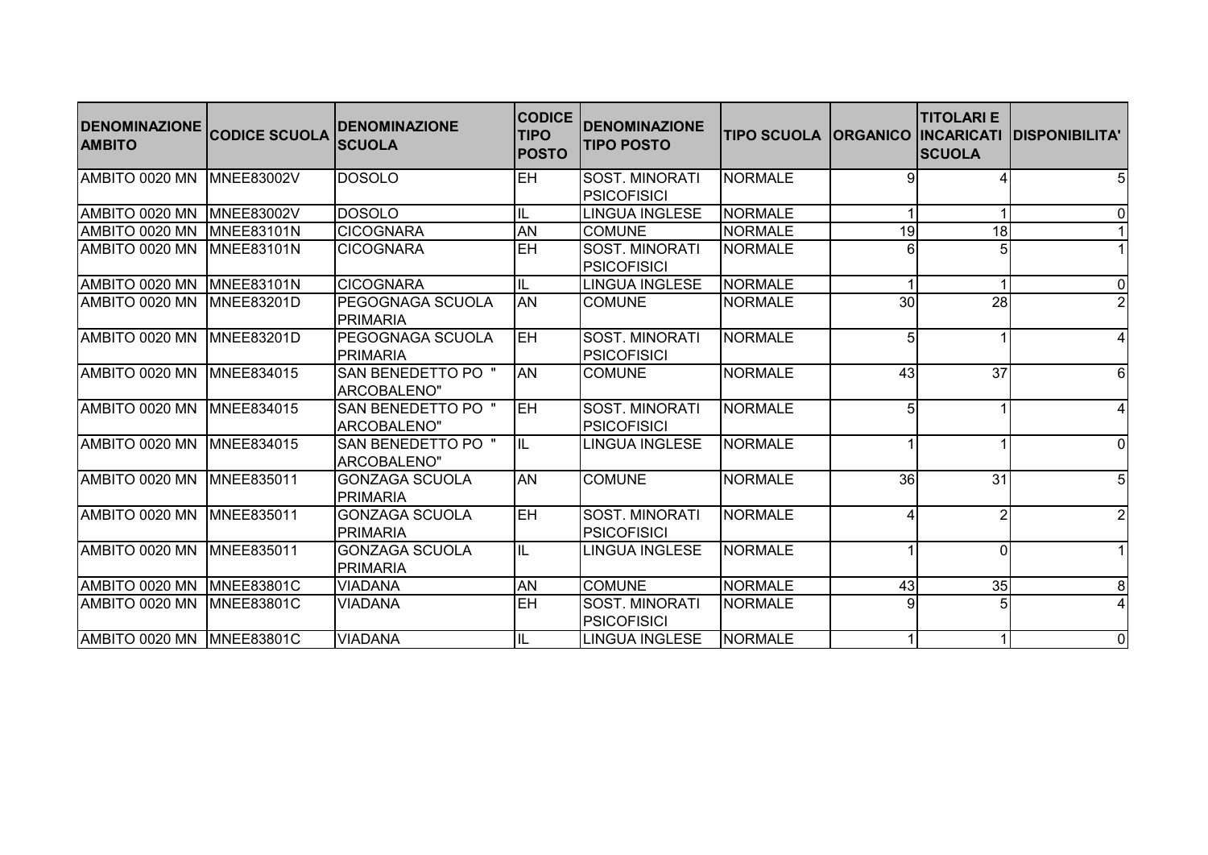| DENOMINAZIONE AMBITO | CODICE SCUOLA | DENOMINAZIONE SCUOLA | CODICE TIPO POSTO | DENOMINAZIONE TIPO POSTO | TIPO SCUOLA | ORGANICO | TITOLARI E INCARICATI SCUOLA | DISPONIBILITA' |
|---|---|---|---|---|---|---|---|---|
| AMBITO 0020 MN | MNEE83002V | DOSOLO | EH | SOST. MINORATI PSICOFISICI | NORMALE | 9 | 4 | 5 |
| AMBITO 0020 MN | MNEE83002V | DOSOLO | IL | LINGUA INGLESE | NORMALE | 1 | 1 | 0 |
| AMBITO 0020 MN | MNEE83101N | CICOGNARA | AN | COMUNE | NORMALE | 19 | 18 | 1 |
| AMBITO 0020 MN | MNEE83101N | CICOGNARA | EH | SOST. MINORATI PSICOFISICI | NORMALE | 6 | 5 | 1 |
| AMBITO 0020 MN | MNEE83101N | CICOGNARA | IL | LINGUA INGLESE | NORMALE | 1 | 1 | 0 |
| AMBITO 0020 MN | MNEE83201D | PEGOGNAGA SCUOLA PRIMARIA | AN | COMUNE | NORMALE | 30 | 28 | 2 |
| AMBITO 0020 MN | MNEE83201D | PEGOGNAGA SCUOLA PRIMARIA | EH | SOST. MINORATI PSICOFISICI | NORMALE | 5 | 1 | 4 |
| AMBITO 0020 MN | MNEE834015 | SAN BENEDETTO PO " ARCOBALENO" | AN | COMUNE | NORMALE | 43 | 37 | 6 |
| AMBITO 0020 MN | MNEE834015 | SAN BENEDETTO PO " ARCOBALENO" | EH | SOST. MINORATI PSICOFISICI | NORMALE | 5 | 1 | 4 |
| AMBITO 0020 MN | MNEE834015 | SAN BENEDETTO PO " ARCOBALENO" | IL | LINGUA INGLESE | NORMALE | 1 | 1 | 0 |
| AMBITO 0020 MN | MNEE835011 | GONZAGA SCUOLA PRIMARIA | AN | COMUNE | NORMALE | 36 | 31 | 5 |
| AMBITO 0020 MN | MNEE835011 | GONZAGA SCUOLA PRIMARIA | EH | SOST. MINORATI PSICOFISICI | NORMALE | 4 | 2 | 2 |
| AMBITO 0020 MN | MNEE835011 | GONZAGA SCUOLA PRIMARIA | IL | LINGUA INGLESE | NORMALE | 1 | 0 | 1 |
| AMBITO 0020 MN | MNEE83801C | VIADANA | AN | COMUNE | NORMALE | 43 | 35 | 8 |
| AMBITO 0020 MN | MNEE83801C | VIADANA | EH | SOST. MINORATI PSICOFISICI | NORMALE | 9 | 5 | 4 |
| AMBITO 0020 MN | MNEE83801C | VIADANA | IL | LINGUA INGLESE | NORMALE | 1 | 1 | 0 |